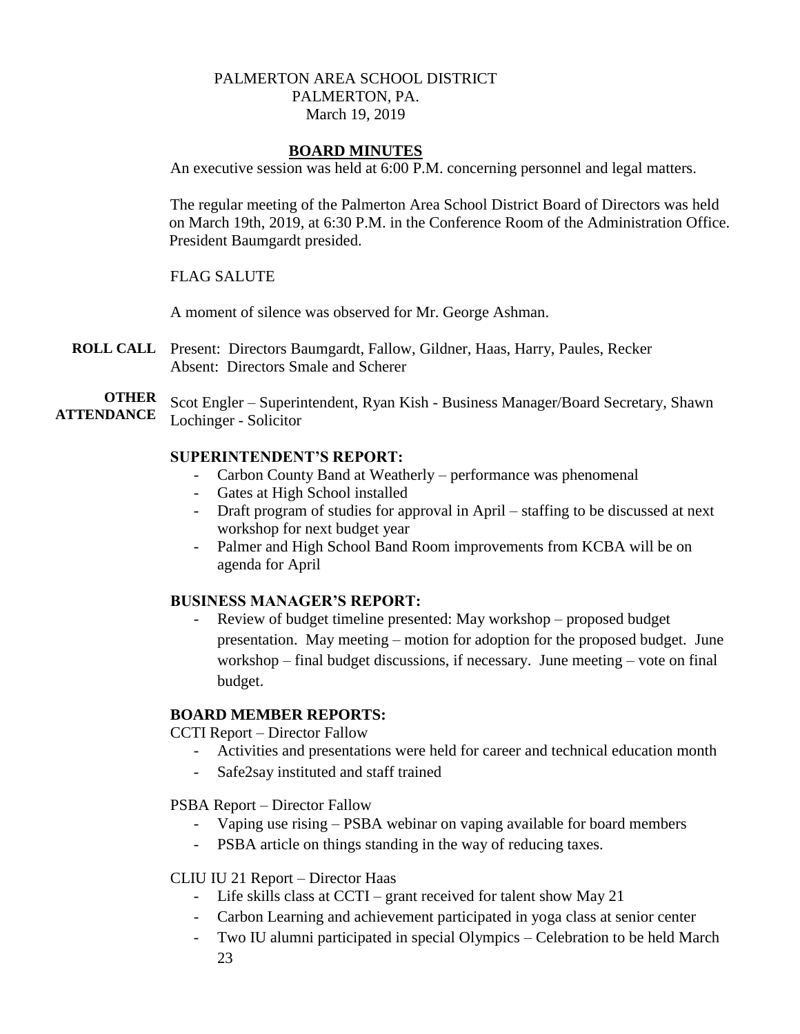PALMERTON AREA SCHOOL DISTRICT
PALMERTON, PA.
March 19, 2019

## BOARD MINUTES

An executive session was held at 6:00 P.M. concerning personnel and legal matters.

The regular meeting of the Palmerton Area School District Board of Directors was held on March 19th, 2019, at 6:30 P.M. in the Conference Room of the Administration Office. President Baumgardt presided.

FLAG SALUTE

A moment of silence was observed for Mr. George Ashman.

**ROLL CALL** Present: Directors Baumgardt, Fallow, Gildner, Haas, Harry, Paules, Recker
Absent: Directors Smale and Scherer

**OTHER ATTENDANCE** Scot Engler – Superintendent, Ryan Kish - Business Manager/Board Secretary, Shawn Lochinger - Solicitor

### SUPERINTENDENT'S REPORT:

- Carbon County Band at Weatherly – performance was phenomenal
- Gates at High School installed
- Draft program of studies for approval in April – staffing to be discussed at next workshop for next budget year
- Palmer and High School Band Room improvements from KCBA will be on agenda for April

### BUSINESS MANAGER'S REPORT:

- Review of budget timeline presented: May workshop – proposed budget presentation. May meeting – motion for adoption for the proposed budget. June workshop – final budget discussions, if necessary. June meeting – vote on final budget.

### BOARD MEMBER REPORTS:

CCTI Report – Director Fallow

- Activities and presentations were held for career and technical education month
- Safe2say instituted and staff trained

PSBA Report – Director Fallow

- Vaping use rising – PSBA webinar on vaping available for board members
- PSBA article on things standing in the way of reducing taxes.

CLIU IU 21 Report – Director Haas

- Life skills class at CCTI – grant received for talent show May 21
- Carbon Learning and achievement participated in yoga class at senior center
- Two IU alumni participated in special Olympics – Celebration to be held March 23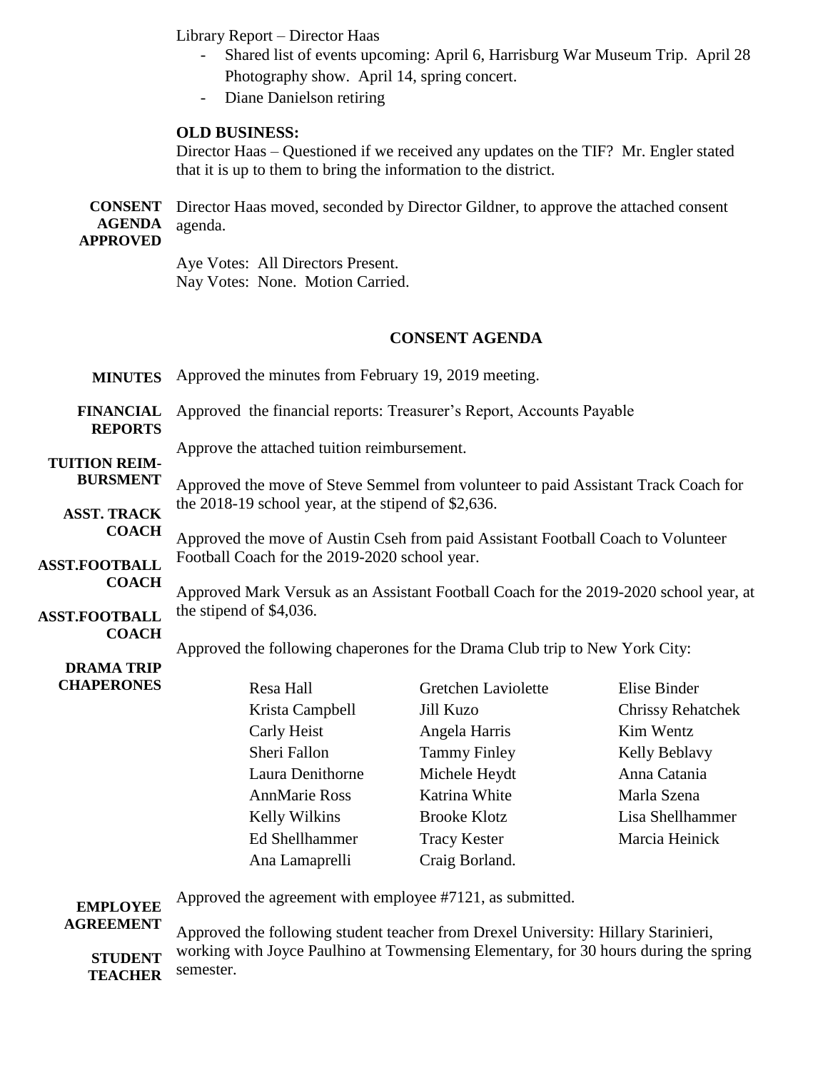Library Report – Director Haas

- Shared list of events upcoming: April 6, Harrisburg War Museum Trip. April 28 Photography show. April 14, spring concert.
- Diane Danielson retiring

**OLD BUSINESS:**

Director Haas – Questioned if we received any updates on the TIF? Mr. Engler stated that it is up to them to bring the information to the district.

**CONSENT AGENDA APPROVED**

Director Haas moved, seconded by Director Gildner, to approve the attached consent agenda.

Aye Votes: All Directors Present.
Nay Votes: None. Motion Carried.

## CONSENT AGENDA

**MINUTES**

Approved the minutes from February 19, 2019 meeting.

**FINANCIAL REPORTS**

Approved the financial reports: Treasurer's Report, Accounts Payable

**TUITION REIM-BURSMENT**

Approve the attached tuition reimbursement.

**ASST. TRACK COACH**

Approved the move of Steve Semmel from volunteer to paid Assistant Track Coach for the 2018-19 school year, at the stipend of $2,636.

**ASST.FOOTBALL COACH**

Approved the move of Austin Cseh from paid Assistant Football Coach to Volunteer Football Coach for the 2019-2020 school year.

**ASST.FOOTBALL COACH**

Approved Mark Versuk as an Assistant Football Coach for the 2019-2020 school year, at the stipend of $4,036.

**DRAMA TRIP CHAPERONES**

Approved the following chaperones for the Drama Club trip to New York City:

| | | |
|---|---|---|
| Resa Hall | Gretchen Laviolette | Elise Binder |
| Krista Campbell | Jill Kuzo | Chrissy Rehatchek |
| Carly Heist | Angela Harris | Kim Wentz |
| Sheri Fallon | Tammy Finley | Kelly Beblavy |
| Laura Denithorne | Michele Heydt | Anna Catania |
| AnnMarie Ross | Katrina White | Marla Szena |
| Kelly Wilkins | Brooke Klotz | Lisa Shellhammer |
| Ed Shellhammer | Tracy Kester | Marcia Heinick |
| Ana Lamaprelli | Craig Borland. | |

**EMPLOYEE AGREEMENT**

Approved the agreement with employee #7121, as submitted.

**STUDENT TEACHER**

Approved the following student teacher from Drexel University: Hillary Starinieri, working with Joyce Paulhino at Towmensing Elementary, for 30 hours during the spring semester.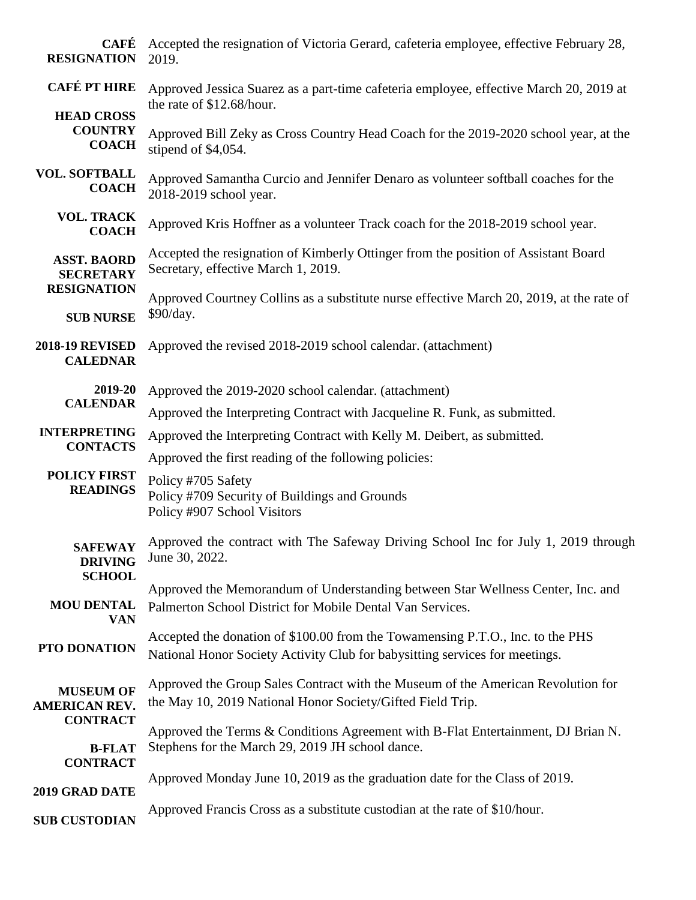**CAFÉ RESIGNATION** Accepted the resignation of Victoria Gerard, cafeteria employee, effective February 28, 2019.

**CAFÉ PT HIRE** Approved Jessica Suarez as a part-time cafeteria employee, effective March 20, 2019 at the rate of $12.68/hour.

**HEAD CROSS COUNTRY COACH** Approved Bill Zeky as Cross Country Head Coach for the 2019-2020 school year, at the stipend of $4,054.

**VOL. SOFTBALL COACH** Approved Samantha Curcio and Jennifer Denaro as volunteer softball coaches for the 2018-2019 school year.

**VOL. TRACK COACH** Approved Kris Hoffner as a volunteer Track coach for the 2018-2019 school year.

**ASST. BAORD SECRETARY RESIGNATION** Accepted the resignation of Kimberly Ottinger from the position of Assistant Board Secretary, effective March 1, 2019.

**SUB NURSE** Approved Courtney Collins as a substitute nurse effective March 20, 2019, at the rate of $90/day.

**2018-19 REVISED CALEDNAR** Approved the revised 2018-2019 school calendar. (attachment)

**2019-20 CALENDAR** Approved the 2019-2020 school calendar. (attachment)

**INTERPRETING CONTACTS** Approved the Interpreting Contract with Jacqueline R. Funk, as submitted.

Approved the Interpreting Contract with Kelly M. Deibert, as submitted.

**POLICY FIRST READINGS** Approved the first reading of the following policies:

Policy #705 Safety
Policy #709 Security of Buildings and Grounds
Policy #907 School Visitors

**SAFEWAY DRIVING SCHOOL** Approved the contract with The Safeway Driving School Inc for July 1, 2019 through June 30, 2022.

**MOU DENTAL VAN** Approved the Memorandum of Understanding between Star Wellness Center, Inc. and Palmerton School District for Mobile Dental Van Services.

**PTO DONATION** Accepted the donation of $100.00 from the Towamensing P.T.O., Inc. to the PHS National Honor Society Activity Club for babysitting services for meetings.

**MUSEUM OF AMERICAN REV. CONTRACT** Approved the Group Sales Contract with the Museum of the American Revolution for the May 10, 2019 National Honor Society/Gifted Field Trip.

**B-FLAT CONTRACT** Approved the Terms & Conditions Agreement with B-Flat Entertainment, DJ Brian N. Stephens for the March 29, 2019 JH school dance.

**2019 GRAD DATE** Approved Monday June 10, 2019 as the graduation date for the Class of 2019.

**SUB CUSTODIAN** Approved Francis Cross as a substitute custodian at the rate of $10/hour.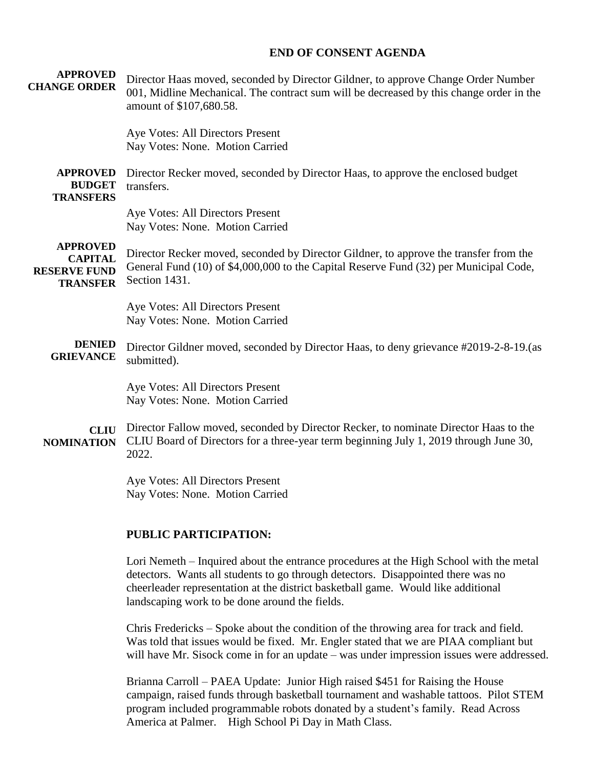## END OF CONSENT AGENDA

**APPROVED CHANGE ORDER**

Director Haas moved, seconded by Director Gildner, to approve Change Order Number 001, Midline Mechanical. The contract sum will be decreased by this change order in the amount of $107,680.58.

Aye Votes: All Directors Present
Nay Votes: None. Motion Carried

**APPROVED BUDGET TRANSFERS**

Director Recker moved, seconded by Director Haas, to approve the enclosed budget transfers.

Aye Votes: All Directors Present
Nay Votes: None. Motion Carried

**APPROVED CAPITAL RESERVE FUND TRANSFER**

Director Recker moved, seconded by Director Gildner, to approve the transfer from the General Fund (10) of $4,000,000 to the Capital Reserve Fund (32) per Municipal Code, Section 1431.

Aye Votes: All Directors Present
Nay Votes: None. Motion Carried

**DENIED GRIEVANCE**

Director Gildner moved, seconded by Director Haas, to deny grievance #2019-2-8-19.(as submitted).

Aye Votes: All Directors Present
Nay Votes: None. Motion Carried

**CLIU NOMINATION**

Director Fallow moved, seconded by Director Recker, to nominate Director Haas to the CLIU Board of Directors for a three-year term beginning July 1, 2019 through June 30, 2022.

Aye Votes: All Directors Present
Nay Votes: None. Motion Carried

## PUBLIC PARTICIPATION:

Lori Nemeth – Inquired about the entrance procedures at the High School with the metal detectors. Wants all students to go through detectors. Disappointed there was no cheerleader representation at the district basketball game. Would like additional landscaping work to be done around the fields.

Chris Fredericks – Spoke about the condition of the throwing area for track and field. Was told that issues would be fixed. Mr. Engler stated that we are PIAA compliant but will have Mr. Sisock come in for an update – was under impression issues were addressed.

Brianna Carroll – PAEA Update: Junior High raised $451 for Raising the House campaign, raised funds through basketball tournament and washable tattoos. Pilot STEM program included programmable robots donated by a student's family. Read Across America at Palmer. High School Pi Day in Math Class.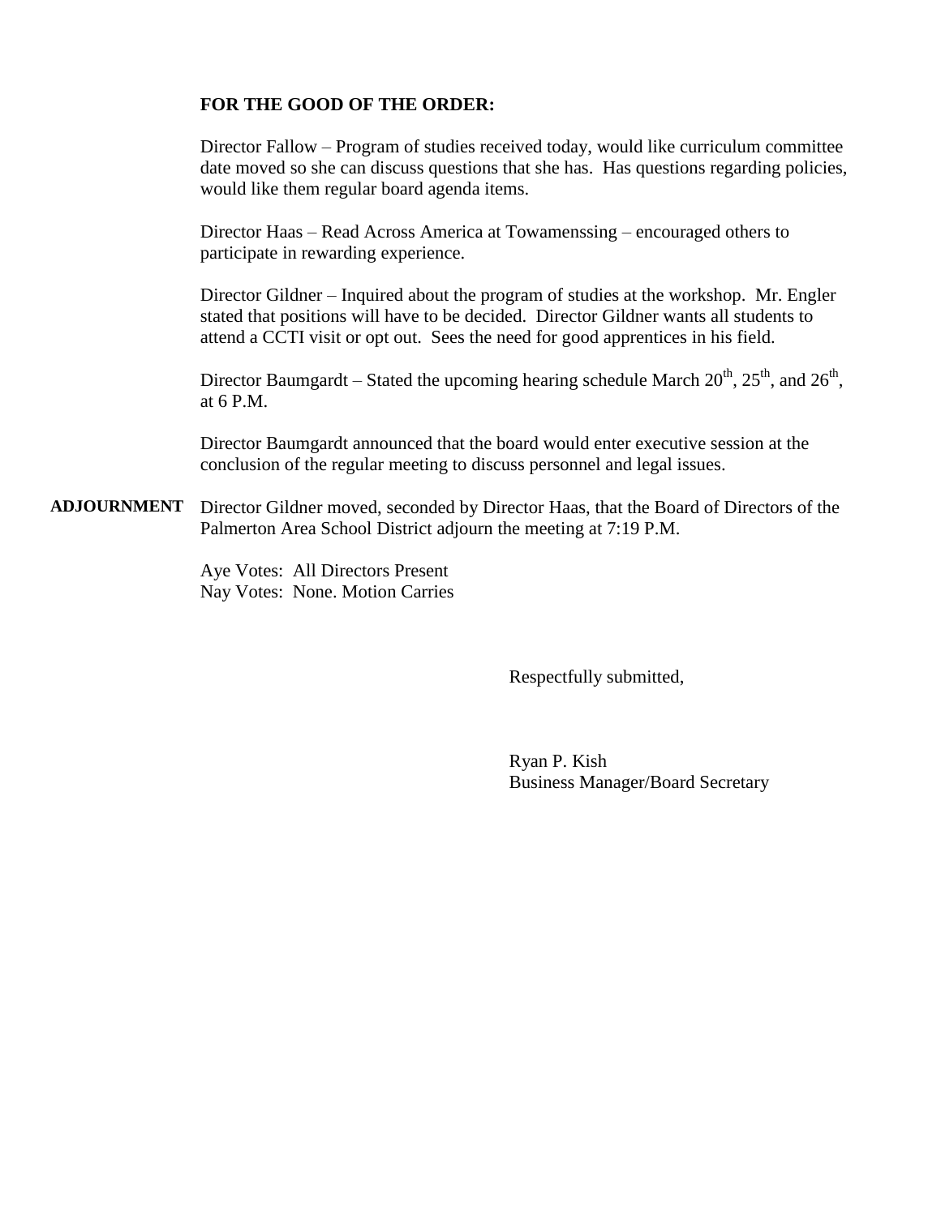**FOR THE GOOD OF THE ORDER:**

Director Fallow – Program of studies received today, would like curriculum committee date moved so she can discuss questions that she has. Has questions regarding policies, would like them regular board agenda items.

Director Haas – Read Across America at Towamenssing – encouraged others to participate in rewarding experience.

Director Gildner – Inquired about the program of studies at the workshop. Mr. Engler stated that positions will have to be decided. Director Gildner wants all students to attend a CCTI visit or opt out. Sees the need for good apprentices in his field.

Director Baumgardt – Stated the upcoming hearing schedule March 20th, 25th, and 26th, at 6 P.M.

Director Baumgardt announced that the board would enter executive session at the conclusion of the regular meeting to discuss personnel and legal issues.

**ADJOURNMENT** Director Gildner moved, seconded by Director Haas, that the Board of Directors of the Palmerton Area School District adjourn the meeting at 7:19 P.M.

Aye Votes: All Directors Present
Nay Votes: None. Motion Carries

Respectfully submitted,

Ryan P. Kish
Business Manager/Board Secretary